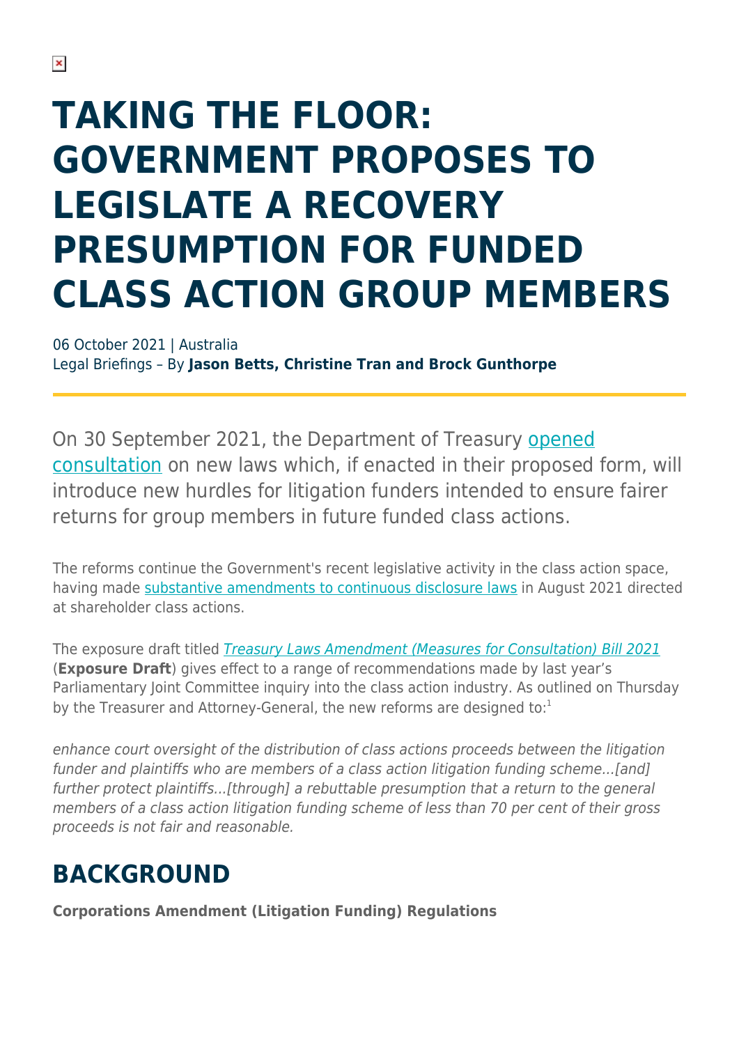# TAKING THE FLOOR: GOVERNMENT PROPOSES TO LEGISLATE A RECOVERY PRESUMPTION FOR FUNDED CLASS ACTION GROUP MEMBERS

06 October 2021 | Australia
Legal Briefings – By **Jason Betts, Christine Tran and Brock Gunthorpe**

On 30 September 2021, the Department of Treasury opened consultation on new laws which, if enacted in their proposed form, will introduce new hurdles for litigation funders intended to ensure fairer returns for group members in future funded class actions.

The reforms continue the Government's recent legislative activity in the class action space, having made substantive amendments to continuous disclosure laws in August 2021 directed at shareholder class actions.

The exposure draft titled *Treasury Laws Amendment (Measures for Consultation) Bill 2021* (**Exposure Draft**) gives effect to a range of recommendations made by last year's Parliamentary Joint Committee inquiry into the class action industry. As outlined on Thursday by the Treasurer and Attorney-General, the new reforms are designed to:[1]

*enhance court oversight of the distribution of class actions proceeds between the litigation funder and plaintiffs who are members of a class action litigation funding scheme...[and] further protect plaintiffs...[through] a rebuttable presumption that a return to the general members of a class action litigation funding scheme of less than 70 per cent of their gross proceeds is not fair and reasonable.*

## BACKGROUND

**Corporations Amendment (Litigation Funding) Regulations**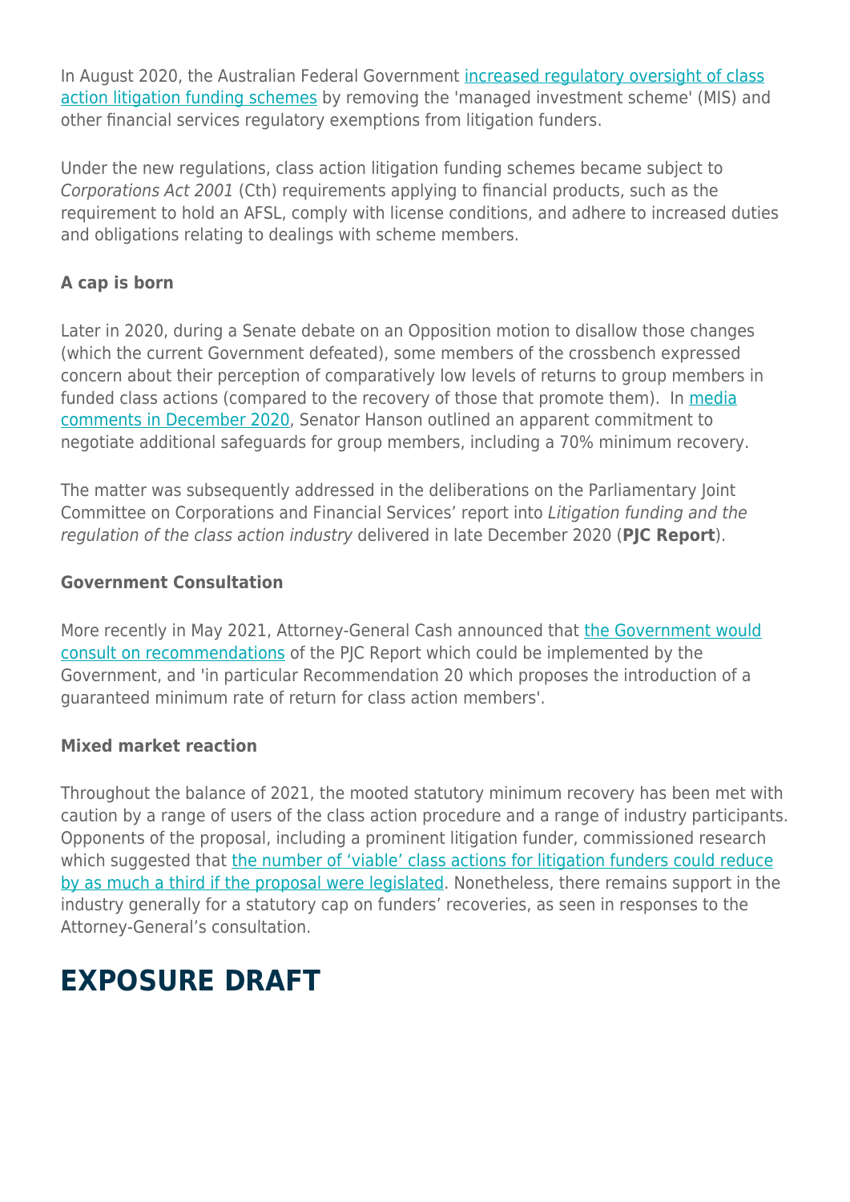In August 2020, the Australian Federal Government increased regulatory oversight of class action litigation funding schemes by removing the 'managed investment scheme' (MIS) and other financial services regulatory exemptions from litigation funders.

Under the new regulations, class action litigation funding schemes became subject to *Corporations Act 2001* (Cth) requirements applying to financial products, such as the requirement to hold an AFSL, comply with license conditions, and adhere to increased duties and obligations relating to dealings with scheme members.

**A cap is born**

Later in 2020, during a Senate debate on an Opposition motion to disallow those changes (which the current Government defeated), some members of the crossbench expressed concern about their perception of comparatively low levels of returns to group members in funded class actions (compared to the recovery of those that promote them). In media comments in December 2020, Senator Hanson outlined an apparent commitment to negotiate additional safeguards for group members, including a 70% minimum recovery.

The matter was subsequently addressed in the deliberations on the Parliamentary Joint Committee on Corporations and Financial Services' report into *Litigation funding and the regulation of the class action industry* delivered in late December 2020 (**PJC Report**).

**Government Consultation**

More recently in May 2021, Attorney-General Cash announced that the Government would consult on recommendations of the PJC Report which could be implemented by the Government, and 'in particular Recommendation 20 which proposes the introduction of a guaranteed minimum rate of return for class action members'.

**Mixed market reaction**

Throughout the balance of 2021, the mooted statutory minimum recovery has been met with caution by a range of users of the class action procedure and a range of industry participants. Opponents of the proposal, including a prominent litigation funder, commissioned research which suggested that the number of 'viable' class actions for litigation funders could reduce by as much a third if the proposal were legislated. Nonetheless, there remains support in the industry generally for a statutory cap on funders' recoveries, as seen in responses to the Attorney-General's consultation.

## EXPOSURE DRAFT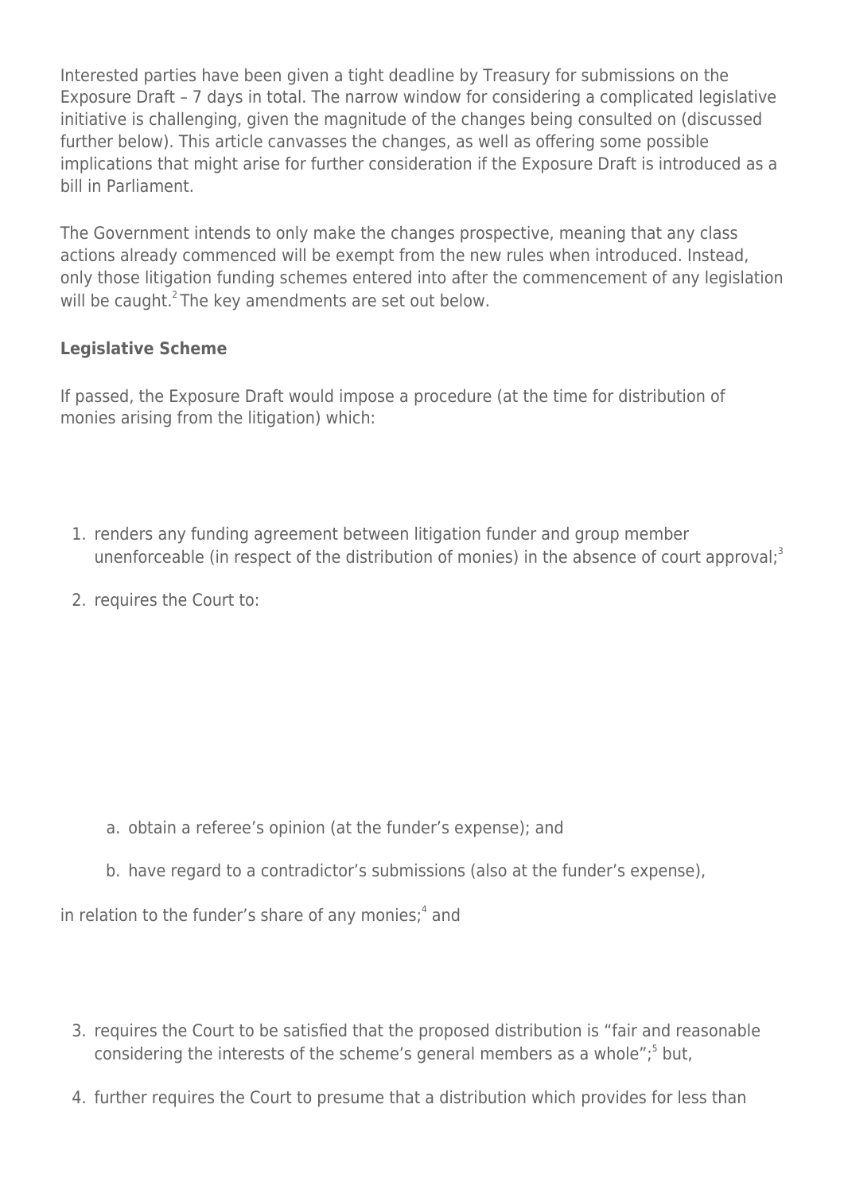Interested parties have been given a tight deadline by Treasury for submissions on the Exposure Draft – 7 days in total. The narrow window for considering a complicated legislative initiative is challenging, given the magnitude of the changes being consulted on (discussed further below). This article canvasses the changes, as well as offering some possible implications that might arise for further consideration if the Exposure Draft is introduced as a bill in Parliament.

The Government intends to only make the changes prospective, meaning that any class actions already commenced will be exempt from the new rules when introduced. Instead, only those litigation funding schemes entered into after the commencement of any legislation will be caught.[2] The key amendments are set out below.

**Legislative Scheme**

If passed, the Exposure Draft would impose a procedure (at the time for distribution of monies arising from the litigation) which:

1. renders any funding agreement between litigation funder and group member unenforceable (in respect of the distribution of monies) in the absence of court approval;[3]
2. requires the Court to:
    a. obtain a referee's opinion (at the funder's expense); and
    b. have regard to a contradictor's submissions (also at the funder's expense),

in relation to the funder's share of any monies;[4] and

3. requires the Court to be satisfied that the proposed distribution is "fair and reasonable considering the interests of the scheme's general members as a whole";[5] but,
4. further requires the Court to presume that a distribution which provides for less than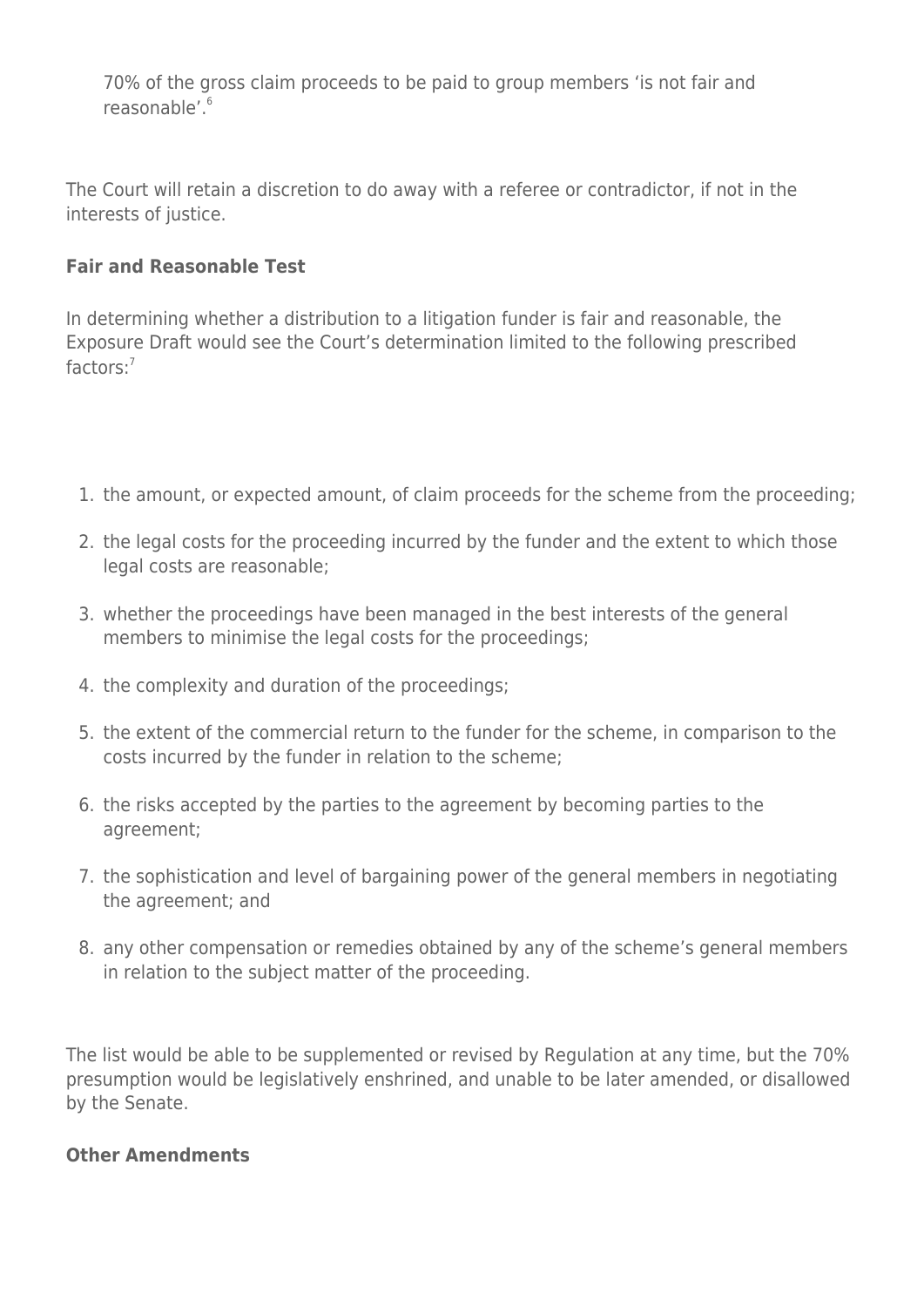70% of the gross claim proceeds to be paid to group members 'is not fair and reasonable'.[6]

The Court will retain a discretion to do away with a referee or contradictor, if not in the interests of justice.

**Fair and Reasonable Test**

In determining whether a distribution to a litigation funder is fair and reasonable, the Exposure Draft would see the Court's determination limited to the following prescribed factors:[7]

1. the amount, or expected amount, of claim proceeds for the scheme from the proceeding;
2. the legal costs for the proceeding incurred by the funder and the extent to which those legal costs are reasonable;
3. whether the proceedings have been managed in the best interests of the general members to minimise the legal costs for the proceedings;
4. the complexity and duration of the proceedings;
5. the extent of the commercial return to the funder for the scheme, in comparison to the costs incurred by the funder in relation to the scheme;
6. the risks accepted by the parties to the agreement by becoming parties to the agreement;
7. the sophistication and level of bargaining power of the general members in negotiating the agreement; and
8. any other compensation or remedies obtained by any of the scheme's general members in relation to the subject matter of the proceeding.

The list would be able to be supplemented or revised by Regulation at any time, but the 70% presumption would be legislatively enshrined, and unable to be later amended, or disallowed by the Senate.

**Other Amendments**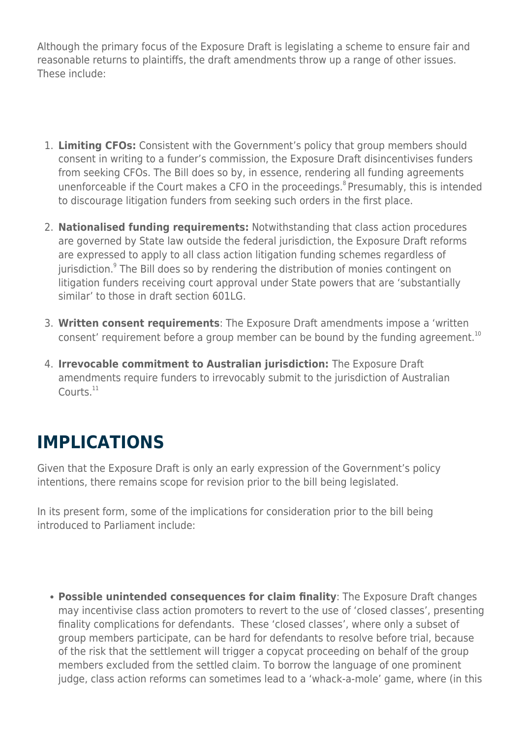Although the primary focus of the Exposure Draft is legislating a scheme to ensure fair and reasonable returns to plaintiffs, the draft amendments throw up a range of other issues. These include:

1. **Limiting CFOs:** Consistent with the Government's policy that group members should consent in writing to a funder's commission, the Exposure Draft disincentivises funders from seeking CFOs. The Bill does so by, in essence, rendering all funding agreements unenforceable if the Court makes a CFO in the proceedings.[8] Presumably, this is intended to discourage litigation funders from seeking such orders in the first place.
2. **Nationalised funding requirements:** Notwithstanding that class action procedures are governed by State law outside the federal jurisdiction, the Exposure Draft reforms are expressed to apply to all class action litigation funding schemes regardless of jurisdiction.[9] The Bill does so by rendering the distribution of monies contingent on litigation funders receiving court approval under State powers that are 'substantially similar' to those in draft section 601LG.
3. **Written consent requirements**: The Exposure Draft amendments impose a 'written consent' requirement before a group member can be bound by the funding agreement.[10]
4. **Irrevocable commitment to Australian jurisdiction:** The Exposure Draft amendments require funders to irrevocably submit to the jurisdiction of Australian Courts.[11]

## IMPLICATIONS

Given that the Exposure Draft is only an early expression of the Government's policy intentions, there remains scope for revision prior to the bill being legislated.

In its present form, some of the implications for consideration prior to the bill being introduced to Parliament include:

- **Possible unintended consequences for claim finality**: The Exposure Draft changes may incentivise class action promoters to revert to the use of 'closed classes', presenting finality complications for defendants. These 'closed classes', where only a subset of group members participate, can be hard for defendants to resolve before trial, because of the risk that the settlement will trigger a copycat proceeding on behalf of the group members excluded from the settled claim. To borrow the language of one prominent judge, class action reforms can sometimes lead to a 'whack-a-mole' game, where (in this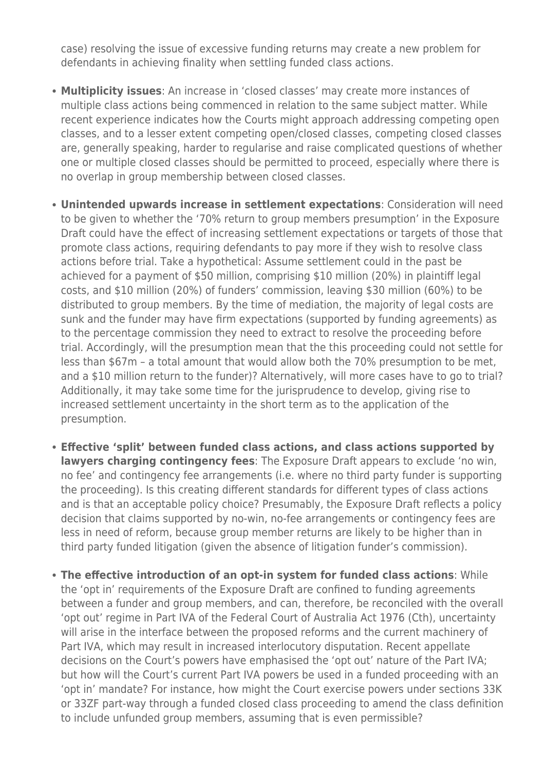case) resolving the issue of excessive funding returns may create a new problem for defendants in achieving finality when settling funded class actions.

- **Multiplicity issues**: An increase in 'closed classes' may create more instances of multiple class actions being commenced in relation to the same subject matter. While recent experience indicates how the Courts might approach addressing competing open classes, and to a lesser extent competing open/closed classes, competing closed classes are, generally speaking, harder to regularise and raise complicated questions of whether one or multiple closed classes should be permitted to proceed, especially where there is no overlap in group membership between closed classes.

- **Unintended upwards increase in settlement expectations**: Consideration will need to be given to whether the '70% return to group members presumption' in the Exposure Draft could have the effect of increasing settlement expectations or targets of those that promote class actions, requiring defendants to pay more if they wish to resolve class actions before trial. Take a hypothetical: Assume settlement could in the past be achieved for a payment of $50 million, comprising $10 million (20%) in plaintiff legal costs, and $10 million (20%) of funders' commission, leaving $30 million (60%) to be distributed to group members. By the time of mediation, the majority of legal costs are sunk and the funder may have firm expectations (supported by funding agreements) as to the percentage commission they need to extract to resolve the proceeding before trial. Accordingly, will the presumption mean that the this proceeding could not settle for less than $67m – a total amount that would allow both the 70% presumption to be met, and a $10 million return to the funder)? Alternatively, will more cases have to go to trial? Additionally, it may take some time for the jurisprudence to develop, giving rise to increased settlement uncertainty in the short term as to the application of the presumption.

- **Effective 'split' between funded class actions, and class actions supported by lawyers charging contingency fees**: The Exposure Draft appears to exclude 'no win, no fee' and contingency fee arrangements (i.e. where no third party funder is supporting the proceeding). Is this creating different standards for different types of class actions and is that an acceptable policy choice? Presumably, the Exposure Draft reflects a policy decision that claims supported by no-win, no-fee arrangements or contingency fees are less in need of reform, because group member returns are likely to be higher than in third party funded litigation (given the absence of litigation funder's commission).

- **The effective introduction of an opt-in system for funded class actions**: While the 'opt in' requirements of the Exposure Draft are confined to funding agreements between a funder and group members, and can, therefore, be reconciled with the overall 'opt out' regime in Part IVA of the Federal Court of Australia Act 1976 (Cth), uncertainty will arise in the interface between the proposed reforms and the current machinery of Part IVA, which may result in increased interlocutory disputation. Recent appellate decisions on the Court's powers have emphasised the 'opt out' nature of the Part IVA; but how will the Court's current Part IVA powers be used in a funded proceeding with an 'opt in' mandate? For instance, how might the Court exercise powers under sections 33K or 33ZF part-way through a funded closed class proceeding to amend the class definition to include unfunded group members, assuming that is even permissible?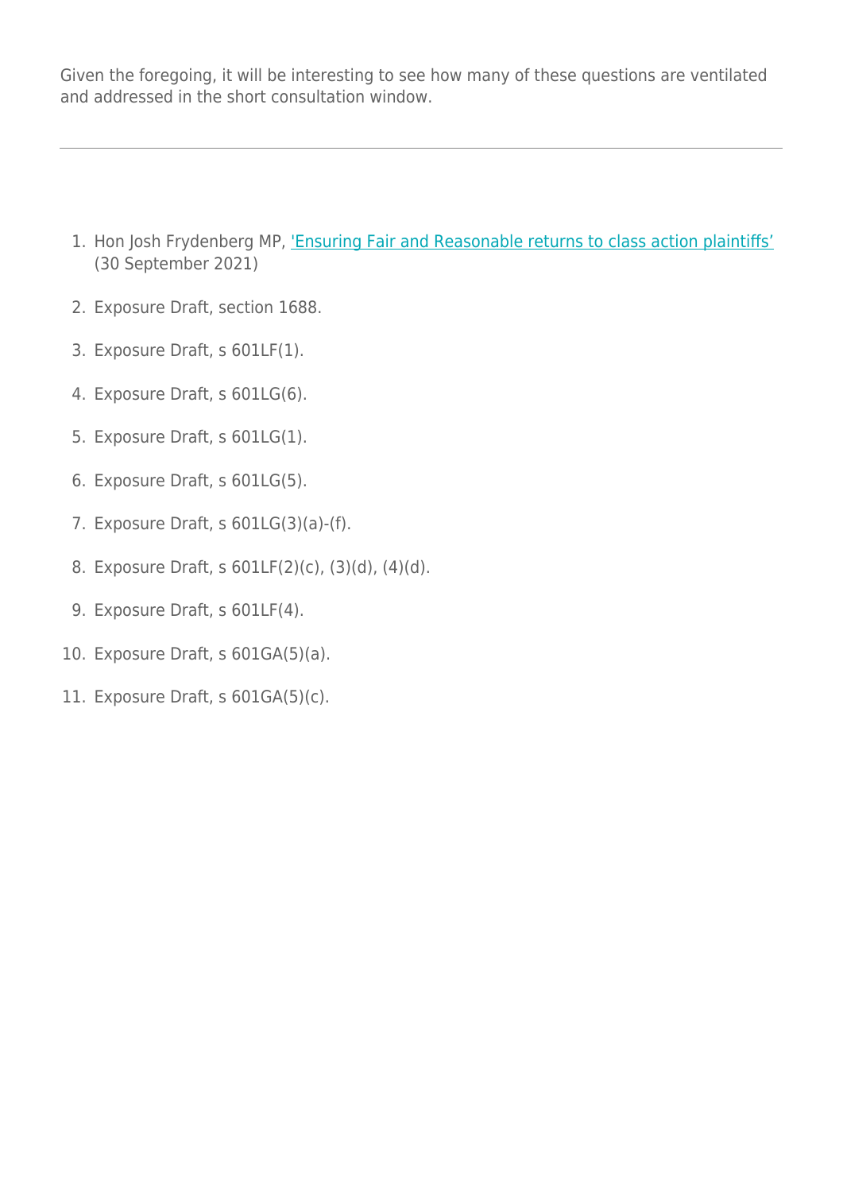Given the foregoing, it will be interesting to see how many of these questions are ventilated and addressed in the short consultation window.

---

1. Hon Josh Frydenberg MP, ['Ensuring Fair and Reasonable returns to class action plaintiffs'] (30 September 2021)
2. Exposure Draft, section 1688.
3. Exposure Draft, s 601LF(1).
4. Exposure Draft, s 601LG(6).
5. Exposure Draft, s 601LG(1).
6. Exposure Draft, s 601LG(5).
7. Exposure Draft, s 601LG(3)(a)-(f).
8. Exposure Draft, s 601LF(2)(c), (3)(d), (4)(d).
9. Exposure Draft, s 601LF(4).
10. Exposure Draft, s 601GA(5)(a).
11. Exposure Draft, s 601GA(5)(c).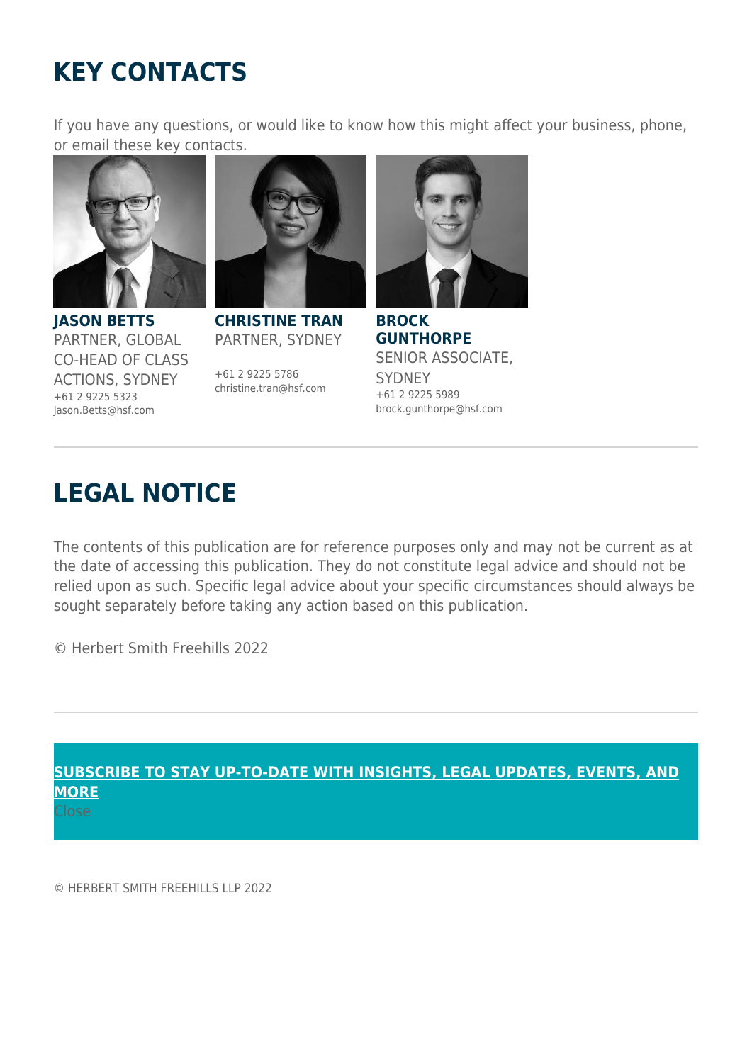## KEY CONTACTS

If you have any questions, or would like to know how this might affect your business, phone, or email these key contacts.

**JASON BETTS**
PARTNER, GLOBAL CO-HEAD OF CLASS ACTIONS, SYDNEY
+61 2 9225 5323
Jason.Betts@hsf.com

**CHRISTINE TRAN**
PARTNER, SYDNEY

+61 2 9225 5786
christine.tran@hsf.com

**BROCK GUNTHORPE**
SENIOR ASSOCIATE, SYDNEY
+61 2 9225 5989
brock.gunthorpe@hsf.com

---

## LEGAL NOTICE

The contents of this publication are for reference purposes only and may not be current as at the date of accessing this publication. They do not constitute legal advice and should not be relied upon as such. Specific legal advice about your specific circumstances should always be sought separately before taking any action based on this publication.

© Herbert Smith Freehills 2022

---

**SUBSCRIBE TO STAY UP-TO-DATE WITH INSIGHTS, LEGAL UPDATES, EVENTS, AND MORE**
Close

© HERBERT SMITH FREEHILLS LLP 2022